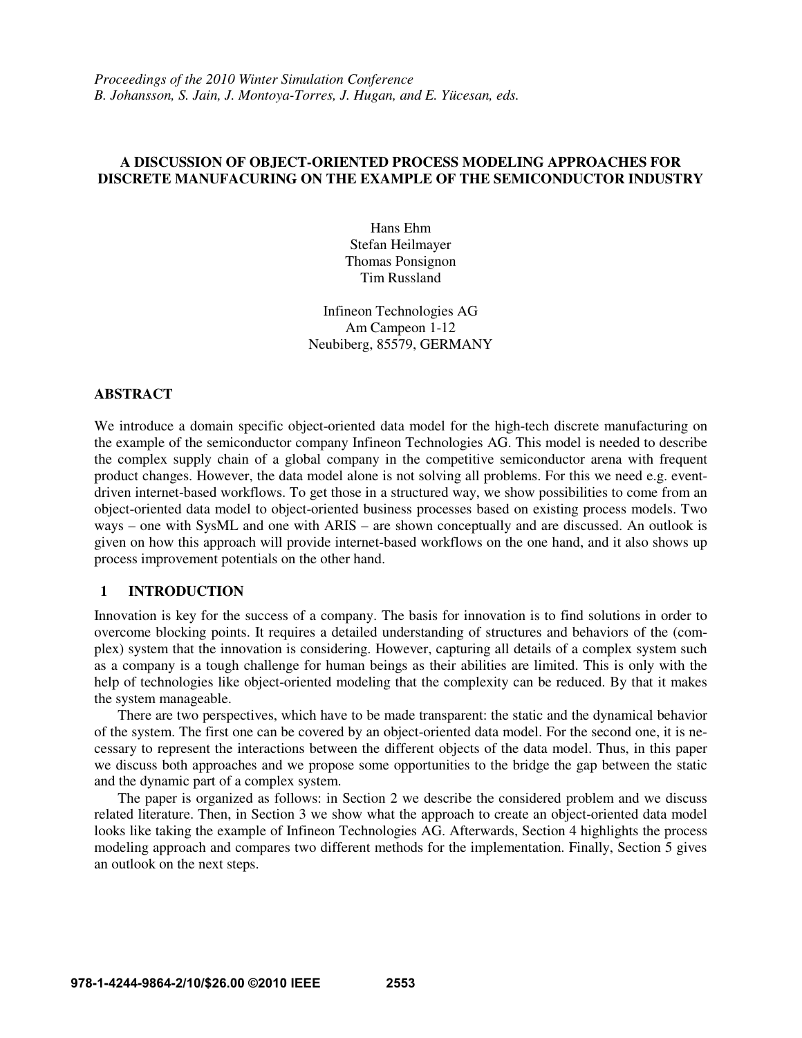*Proceedings of the 2010 Winter Simulation Conference*
*B. Johansson, S. Jain, J. Montoya-Torres, J. Hugan, and E. Yücesan, eds.*

# A DISCUSSION OF OBJECT-ORIENTED PROCESS MODELING APPROACHES FOR DISCRETE MANUFACURING ON THE EXAMPLE OF THE SEMICONDUCTOR INDUSTRY

Hans Ehm
Stefan Heilmayer
Thomas Ponsignon
Tim Russland

Infineon Technologies AG
Am Campeon 1-12
Neubiberg, 85579, GERMANY

## ABSTRACT

We introduce a domain specific object-oriented data model for the high-tech discrete manufacturing on the example of the semiconductor company Infineon Technologies AG. This model is needed to describe the complex supply chain of a global company in the competitive semiconductor arena with frequent product changes. However, the data model alone is not solving all problems. For this we need e.g. event-driven internet-based workflows. To get those in a structured way, we show possibilities to come from an object-oriented data model to object-oriented business processes based on existing process models. Two ways – one with SysML and one with ARIS – are shown conceptually and are discussed. An outlook is given on how this approach will provide internet-based workflows on the one hand, and it also shows up process improvement potentials on the other hand.

## 1 INTRODUCTION

Innovation is key for the success of a company. The basis for innovation is to find solutions in order to overcome blocking points. It requires a detailed understanding of structures and behaviors of the (complex) system that the innovation is considering. However, capturing all details of a complex system such as a company is a tough challenge for human beings as their abilities are limited. This is only with the help of technologies like object-oriented modeling that the complexity can be reduced. By that it makes the system manageable.

There are two perspectives, which have to be made transparent: the static and the dynamical behavior of the system. The first one can be covered by an object-oriented data model. For the second one, it is necessary to represent the interactions between the different objects of the data model. Thus, in this paper we discuss both approaches and we propose some opportunities to the bridge the gap between the static and the dynamic part of a complex system.

The paper is organized as follows: in Section 2 we describe the considered problem and we discuss related literature. Then, in Section 3 we show what the approach to create an object-oriented data model looks like taking the example of Infineon Technologies AG. Afterwards, Section 4 highlights the process modeling approach and compares two different methods for the implementation. Finally, Section 5 gives an outlook on the next steps.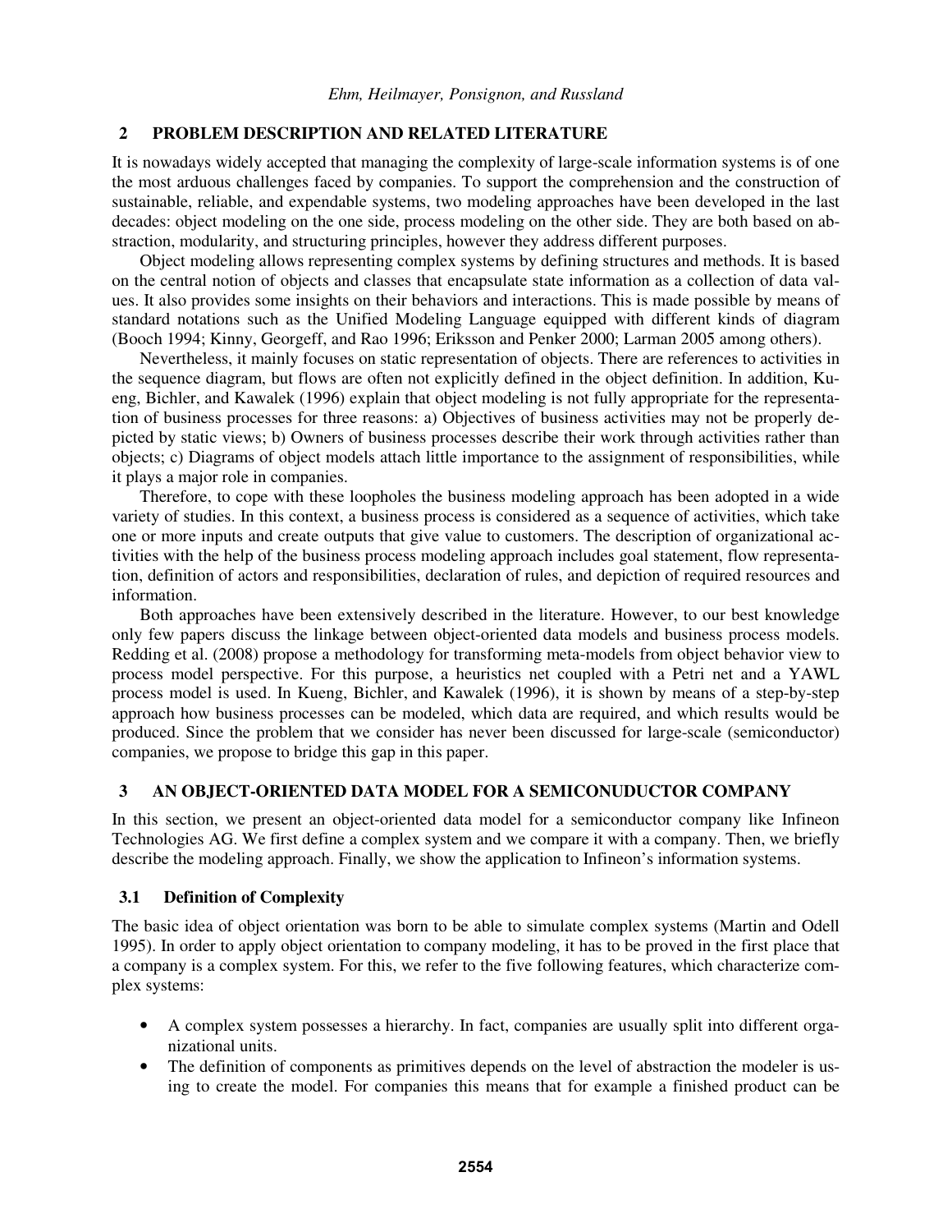## 2 PROBLEM DESCRIPTION AND RELATED LITERATURE

It is nowadays widely accepted that managing the complexity of large-scale information systems is of one the most arduous challenges faced by companies. To support the comprehension and the construction of sustainable, reliable, and expendable systems, two modeling approaches have been developed in the last decades: object modeling on the one side, process modeling on the other side. They are both based on abstraction, modularity, and structuring principles, however they address different purposes.

Object modeling allows representing complex systems by defining structures and methods. It is based on the central notion of objects and classes that encapsulate state information as a collection of data values. It also provides some insights on their behaviors and interactions. This is made possible by means of standard notations such as the Unified Modeling Language equipped with different kinds of diagram (Booch 1994; Kinny, Georgeff, and Rao 1996; Eriksson and Penker 2000; Larman 2005 among others).

Nevertheless, it mainly focuses on static representation of objects. There are references to activities in the sequence diagram, but flows are often not explicitly defined in the object definition. In addition, Kueng, Bichler, and Kawalek (1996) explain that object modeling is not fully appropriate for the representation of business processes for three reasons: a) Objectives of business activities may not be properly depicted by static views; b) Owners of business processes describe their work through activities rather than objects; c) Diagrams of object models attach little importance to the assignment of responsibilities, while it plays a major role in companies.

Therefore, to cope with these loopholes the business modeling approach has been adopted in a wide variety of studies. In this context, a business process is considered as a sequence of activities, which take one or more inputs and create outputs that give value to customers. The description of organizational activities with the help of the business process modeling approach includes goal statement, flow representation, definition of actors and responsibilities, declaration of rules, and depiction of required resources and information.

Both approaches have been extensively described in the literature. However, to our best knowledge only few papers discuss the linkage between object-oriented data models and business process models. Redding et al. (2008) propose a methodology for transforming meta-models from object behavior view to process model perspective. For this purpose, a heuristics net coupled with a Petri net and a YAWL process model is used. In Kueng, Bichler, and Kawalek (1996), it is shown by means of a step-by-step approach how business processes can be modeled, which data are required, and which results would be produced. Since the problem that we consider has never been discussed for large-scale (semiconductor) companies, we propose to bridge this gap in this paper.

## 3 AN OBJECT-ORIENTED DATA MODEL FOR A SEMICONUDUCTOR COMPANY

In this section, we present an object-oriented data model for a semiconductor company like Infineon Technologies AG. We first define a complex system and we compare it with a company. Then, we briefly describe the modeling approach. Finally, we show the application to Infineon's information systems.

### 3.1 Definition of Complexity

The basic idea of object orientation was born to be able to simulate complex systems (Martin and Odell 1995). In order to apply object orientation to company modeling, it has to be proved in the first place that a company is a complex system. For this, we refer to the five following features, which characterize complex systems:

- A complex system possesses a hierarchy. In fact, companies are usually split into different organizational units.
- The definition of components as primitives depends on the level of abstraction the modeler is using to create the model. For companies this means that for example a finished product can be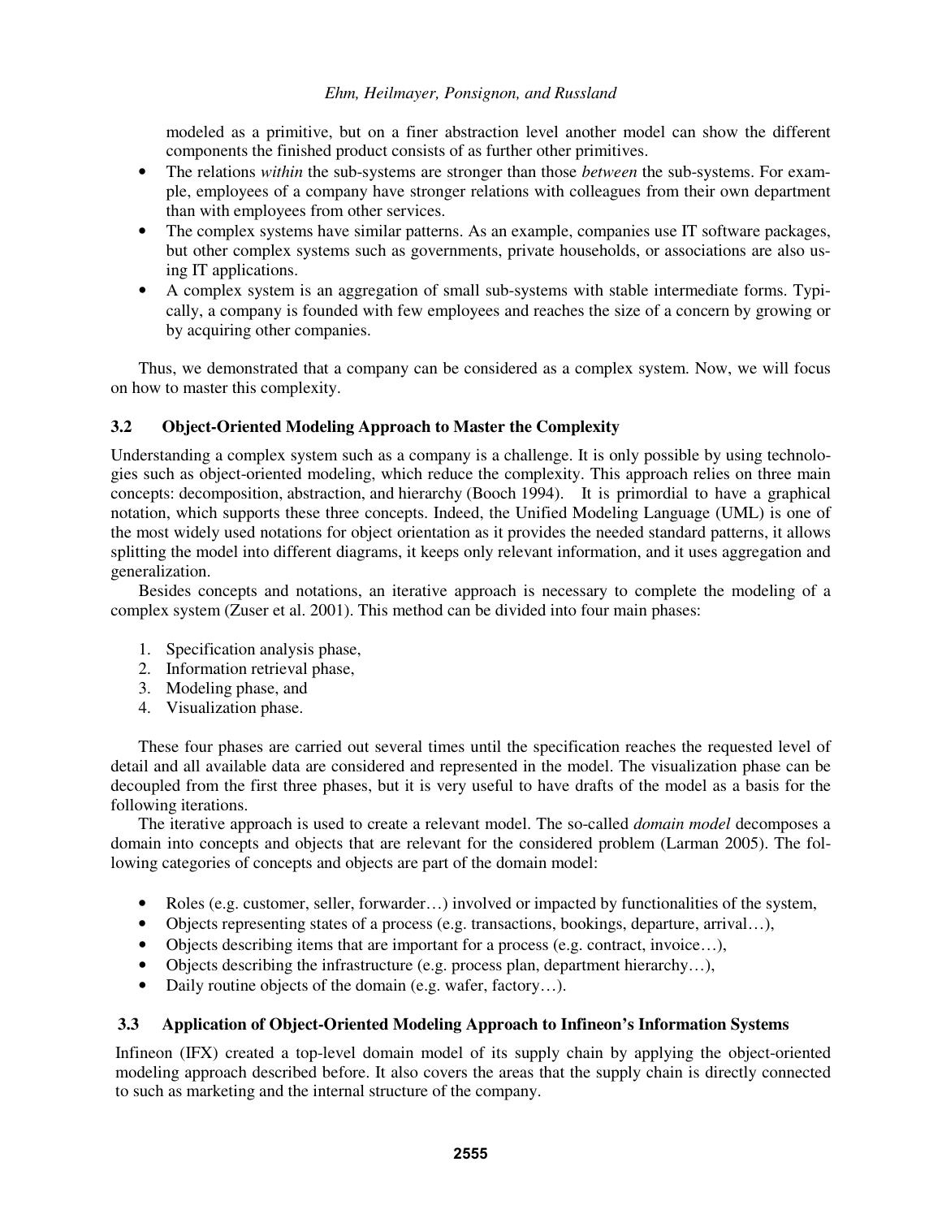modeled as a primitive, but on a finer abstraction level another model can show the different components the finished product consists of as further other primitives.

- The relations *within* the sub-systems are stronger than those *between* the sub-systems. For example, employees of a company have stronger relations with colleagues from their own department than with employees from other services.
- The complex systems have similar patterns. As an example, companies use IT software packages, but other complex systems such as governments, private households, or associations are also using IT applications.
- A complex system is an aggregation of small sub-systems with stable intermediate forms. Typically, a company is founded with few employees and reaches the size of a concern by growing or by acquiring other companies.

Thus, we demonstrated that a company can be considered as a complex system. Now, we will focus on how to master this complexity.

### 3.2 Object-Oriented Modeling Approach to Master the Complexity

Understanding a complex system such as a company is a challenge. It is only possible by using technologies such as object-oriented modeling, which reduce the complexity. This approach relies on three main concepts: decomposition, abstraction, and hierarchy (Booch 1994). It is primordial to have a graphical notation, which supports these three concepts. Indeed, the Unified Modeling Language (UML) is one of the most widely used notations for object orientation as it provides the needed standard patterns, it allows splitting the model into different diagrams, it keeps only relevant information, and it uses aggregation and generalization.

Besides concepts and notations, an iterative approach is necessary to complete the modeling of a complex system (Zuser et al. 2001). This method can be divided into four main phases:

1. Specification analysis phase,
2. Information retrieval phase,
3. Modeling phase, and
4. Visualization phase.

These four phases are carried out several times until the specification reaches the requested level of detail and all available data are considered and represented in the model. The visualization phase can be decoupled from the first three phases, but it is very useful to have drafts of the model as a basis for the following iterations.

The iterative approach is used to create a relevant model. The so-called *domain model* decomposes a domain into concepts and objects that are relevant for the considered problem (Larman 2005). The following categories of concepts and objects are part of the domain model:

- Roles (e.g. customer, seller, forwarder…) involved or impacted by functionalities of the system,
- Objects representing states of a process (e.g. transactions, bookings, departure, arrival…),
- Objects describing items that are important for a process (e.g. contract, invoice…),
- Objects describing the infrastructure (e.g. process plan, department hierarchy…),
- Daily routine objects of the domain (e.g. wafer, factory…).

### 3.3 Application of Object-Oriented Modeling Approach to Infineon's Information Systems

Infineon (IFX) created a top-level domain model of its supply chain by applying the object-oriented modeling approach described before. It also covers the areas that the supply chain is directly connected to such as marketing and the internal structure of the company.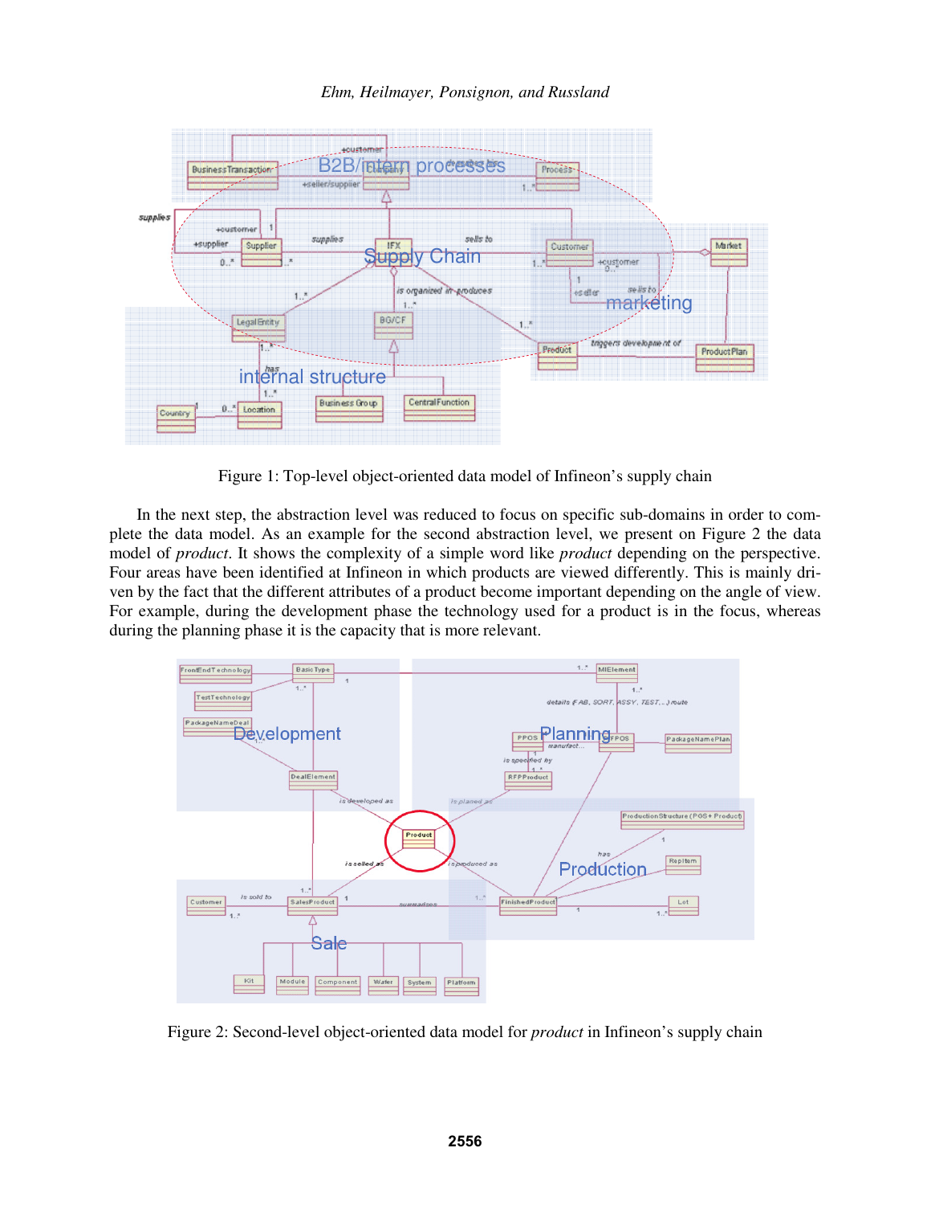Figure 1: Top-level object-oriented data model of Infineon's supply chain

In the next step, the abstraction level was reduced to focus on specific sub-domains in order to complete the data model. As an example for the second abstraction level, we present on Figure 2 the data model of *product*. It shows the complexity of a simple word like *product* depending on the perspective. Four areas have been identified at Infineon in which products are viewed differently. This is mainly driven by the fact that the different attributes of a product become important depending on the angle of view. For example, during the development phase the technology used for a product is in the focus, whereas during the planning phase it is the capacity that is more relevant.

Figure 2: Second-level object-oriented data model for *product* in Infineon's supply chain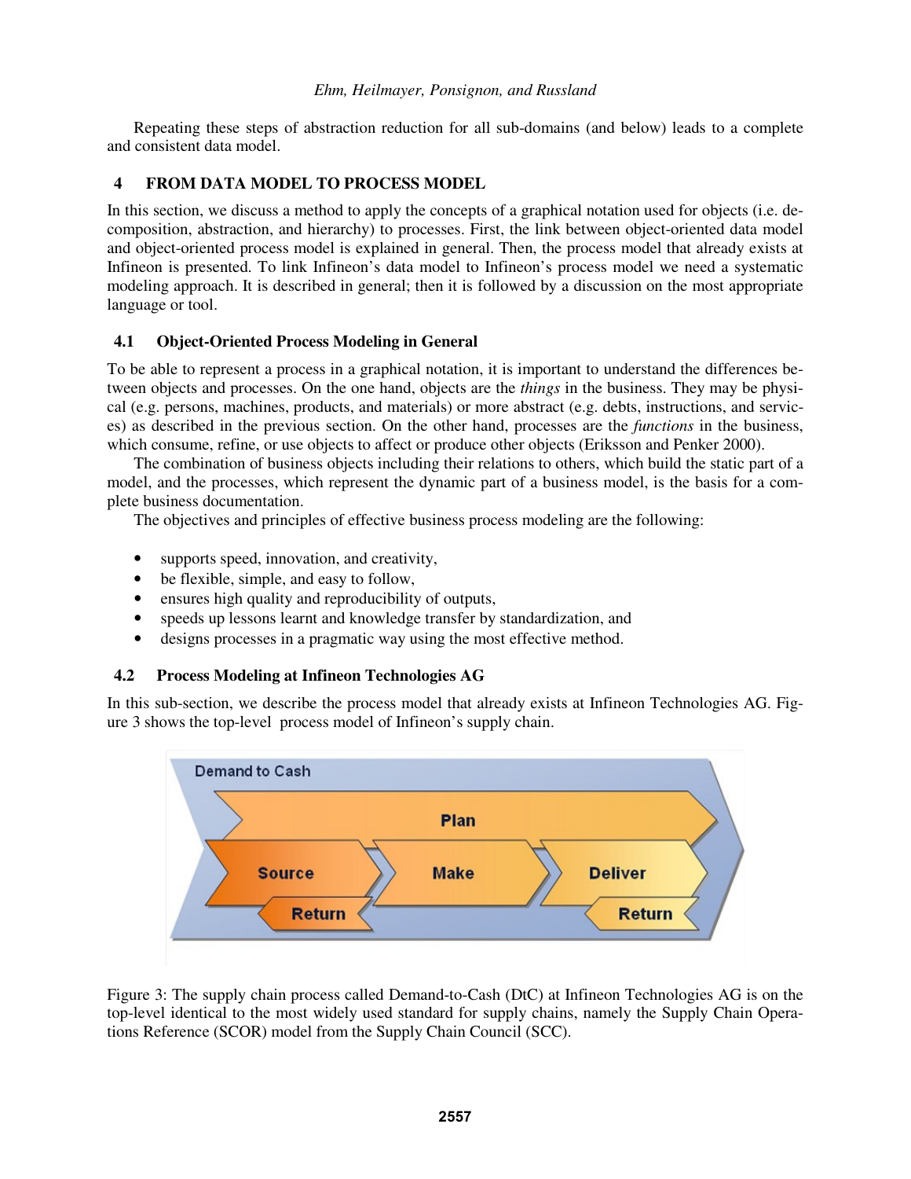Repeating these steps of abstraction reduction for all sub-domains (and below) leads to a complete and consistent data model.

## 4 FROM DATA MODEL TO PROCESS MODEL

In this section, we discuss a method to apply the concepts of a graphical notation used for objects (i.e. decomposition, abstraction, and hierarchy) to processes. First, the link between object-oriented data model and object-oriented process model is explained in general. Then, the process model that already exists at Infineon is presented. To link Infineon's data model to Infineon's process model we need a systematic modeling approach. It is described in general; then it is followed by a discussion on the most appropriate language or tool.

### 4.1 Object-Oriented Process Modeling in General

To be able to represent a process in a graphical notation, it is important to understand the differences between objects and processes. On the one hand, objects are the *things* in the business. They may be physical (e.g. persons, machines, products, and materials) or more abstract (e.g. debts, instructions, and services) as described in the previous section. On the other hand, processes are the *functions* in the business, which consume, refine, or use objects to affect or produce other objects (Eriksson and Penker 2000).

The combination of business objects including their relations to others, which build the static part of a model, and the processes, which represent the dynamic part of a business model, is the basis for a complete business documentation.

The objectives and principles of effective business process modeling are the following:

- supports speed, innovation, and creativity,
- be flexible, simple, and easy to follow,
- ensures high quality and reproducibility of outputs,
- speeds up lessons learnt and knowledge transfer by standardization, and
- designs processes in a pragmatic way using the most effective method.

### 4.2 Process Modeling at Infineon Technologies AG

In this sub-section, we describe the process model that already exists at Infineon Technologies AG. Figure 3 shows the top-level process model of Infineon's supply chain.

Demand to Cash

Plan

Source | Make | Deliver

Return | Return

Figure 3: The supply chain process called Demand-to-Cash (DtC) at Infineon Technologies AG is on the top-level identical to the most widely used standard for supply chains, namely the Supply Chain Operations Reference (SCOR) model from the Supply Chain Council (SCC).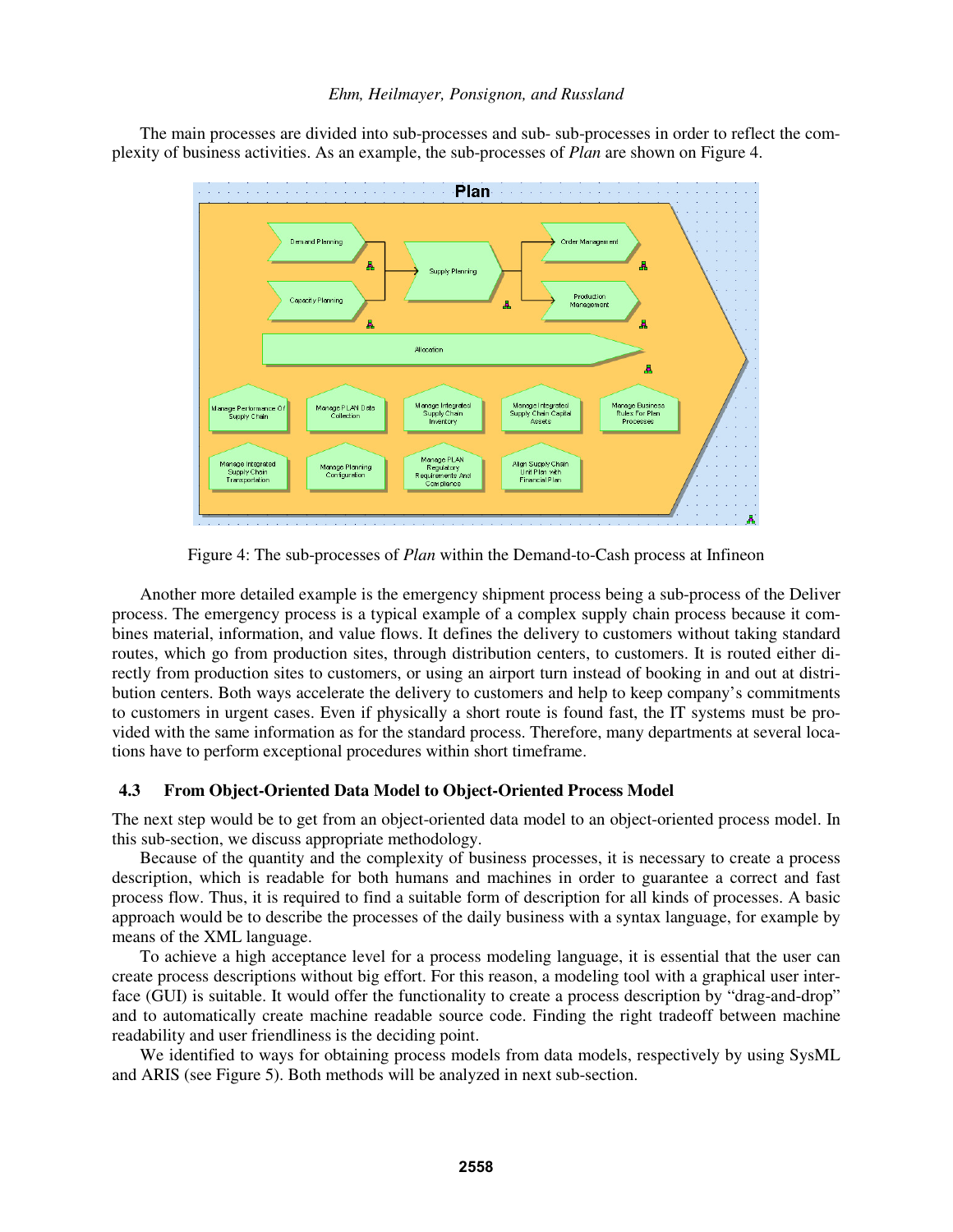The main processes are divided into sub-processes and sub- sub-processes in order to reflect the complexity of business activities. As an example, the sub-processes of *Plan* are shown on Figure 4.

Plan

Demand Planning

Capacity Planning

Supply Planning

Order Management

Production Management

Allocation

Manage Performance Of Supply Chain

Manage PLAN Data Collection

Manage Integrated Supply Chain Inventory

Manage Integrated Supply Chain Capital Assets

Manage Business Rules For Plan Processes

Manage Integrated Supply Chain Transportation

Manage Planning Configuration

Manage PLAN Regulatory Requirements And Compliance

Align Supply Chain Unit Plan with Financial Plan

Figure 4: The sub-processes of *Plan* within the Demand-to-Cash process at Infineon

Another more detailed example is the emergency shipment process being a sub-process of the Deliver process. The emergency process is a typical example of a complex supply chain process because it combines material, information, and value flows. It defines the delivery to customers without taking standard routes, which go from production sites, through distribution centers, to customers. It is routed either directly from production sites to customers, or using an airport turn instead of booking in and out at distribution centers. Both ways accelerate the delivery to customers and help to keep company's commitments to customers in urgent cases. Even if physically a short route is found fast, the IT systems must be provided with the same information as for the standard process. Therefore, many departments at several locations have to perform exceptional procedures within short timeframe.

### 4.3 From Object-Oriented Data Model to Object-Oriented Process Model

The next step would be to get from an object-oriented data model to an object-oriented process model. In this sub-section, we discuss appropriate methodology.

Because of the quantity and the complexity of business processes, it is necessary to create a process description, which is readable for both humans and machines in order to guarantee a correct and fast process flow. Thus, it is required to find a suitable form of description for all kinds of processes. A basic approach would be to describe the processes of the daily business with a syntax language, for example by means of the XML language.

To achieve a high acceptance level for a process modeling language, it is essential that the user can create process descriptions without big effort. For this reason, a modeling tool with a graphical user interface (GUI) is suitable. It would offer the functionality to create a process description by "drag-and-drop" and to automatically create machine readable source code. Finding the right tradeoff between machine readability and user friendliness is the deciding point.

We identified to ways for obtaining process models from data models, respectively by using SysML and ARIS (see Figure 5). Both methods will be analyzed in next sub-section.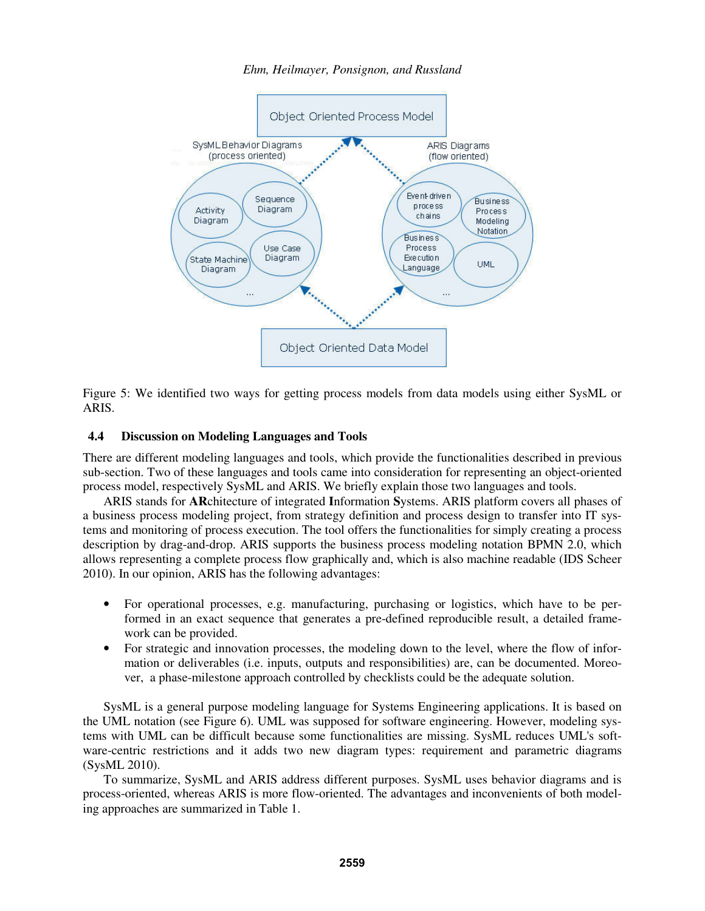Figure 5: We identified two ways for getting process models from data models using either SysML or ARIS.

### 4.4 Discussion on Modeling Languages and Tools

There are different modeling languages and tools, which provide the functionalities described in previous sub-section. Two of these languages and tools came into consideration for representing an object-oriented process model, respectively SysML and ARIS. We briefly explain those two languages and tools.

ARIS stands for **AR**chitecture of integrated **I**nformation **S**ystems. ARIS platform covers all phases of a business process modeling project, from strategy definition and process design to transfer into IT systems and monitoring of process execution. The tool offers the functionalities for simply creating a process description by drag-and-drop. ARIS supports the business process modeling notation BPMN 2.0, which allows representing a complete process flow graphically and, which is also machine readable (IDS Scheer 2010). In our opinion, ARIS has the following advantages:

- For operational processes, e.g. manufacturing, purchasing or logistics, which have to be performed in an exact sequence that generates a pre-defined reproducible result, a detailed framework can be provided.
- For strategic and innovation processes, the modeling down to the level, where the flow of information or deliverables (i.e. inputs, outputs and responsibilities) are, can be documented. Moreover, a phase-milestone approach controlled by checklists could be the adequate solution.

SysML is a general purpose modeling language for Systems Engineering applications. It is based on the UML notation (see Figure 6). UML was supposed for software engineering. However, modeling systems with UML can be difficult because some functionalities are missing. SysML reduces UML's software-centric restrictions and it adds two new diagram types: requirement and parametric diagrams (SysML 2010).

To summarize, SysML and ARIS address different purposes. SysML uses behavior diagrams and is process-oriented, whereas ARIS is more flow-oriented. The advantages and inconvenients of both modeling approaches are summarized in Table 1.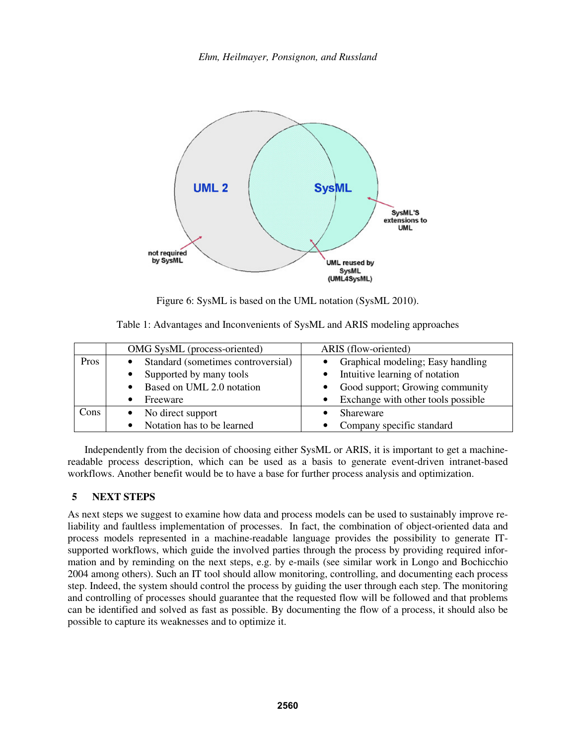Figure 6: SysML is based on the UML notation (SysML 2010).

Table 1: Advantages and Inconvenients of SysML and ARIS modeling approaches

| | OMG SysML (process-oriented) | ARIS (flow-oriented) |
|---|---|---|
| Pros | • Standard (sometimes controversial)<br>• Supported by many tools<br>• Based on UML 2.0 notation<br>• Freeware | • Graphical modeling; Easy handling<br>• Intuitive learning of notation<br>• Good support; Growing community<br>• Exchange with other tools possible |
| Cons | • No direct support<br>• Notation has to be learned | • Shareware<br>• Company specific standard |

Independently from the decision of choosing either SysML or ARIS, it is important to get a machine-readable process description, which can be used as a basis to generate event-driven intranet-based workflows. Another benefit would be to have a base for further process analysis and optimization.

## 5 NEXT STEPS

As next steps we suggest to examine how data and process models can be used to sustainably improve reliability and faultless implementation of processes. In fact, the combination of object-oriented data and process models represented in a machine-readable language provides the possibility to generate IT-supported workflows, which guide the involved parties through the process by providing required information and by reminding on the next steps, e.g. by e-mails (see similar work in Longo and Bochicchio 2004 among others). Such an IT tool should allow monitoring, controlling, and documenting each process step. Indeed, the system should control the process by guiding the user through each step. The monitoring and controlling of processes should guarantee that the requested flow will be followed and that problems can be identified and solved as fast as possible. By documenting the flow of a process, it should also be possible to capture its weaknesses and to optimize it.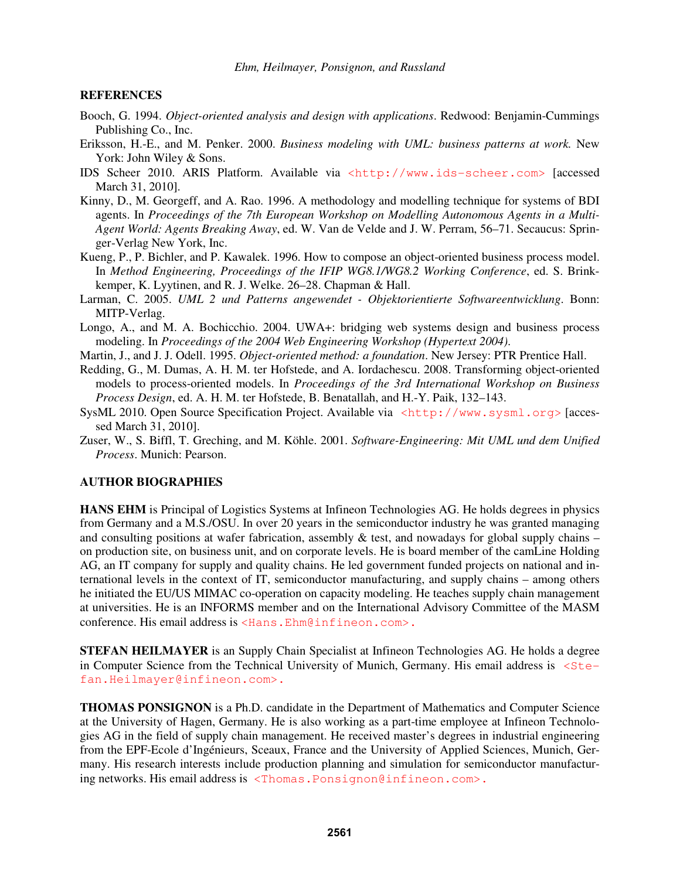## REFERENCES

Booch, G. 1994. *Object-oriented analysis and design with applications*. Redwood: Benjamin-Cummings Publishing Co., Inc.

Eriksson, H.-E., and M. Penker. 2000. *Business modeling with UML: business patterns at work.* New York: John Wiley & Sons.

IDS Scheer 2010. ARIS Platform. Available via <http://www.ids-scheer.com> [accessed March 31, 2010].

Kinny, D., M. Georgeff, and A. Rao. 1996. A methodology and modelling technique for systems of BDI agents. In *Proceedings of the 7th European Workshop on Modelling Autonomous Agents in a Multi-Agent World: Agents Breaking Away*, ed. W. Van de Velde and J. W. Perram, 56–71. Secaucus: Springer-Verlag New York, Inc.

Kueng, P., P. Bichler, and P. Kawalek. 1996. How to compose an object-oriented business process model. In *Method Engineering, Proceedings of the IFIP WG8.1/WG8.2 Working Conference*, ed. S. Brinkkemper, K. Lyytinen, and R. J. Welke. 26–28. Chapman & Hall.

Larman, C. 2005. *UML 2 und Patterns angewendet - Objektorientierte Softwareentwicklung*. Bonn: MITP-Verlag.

Longo, A., and M. A. Bochicchio. 2004. UWA+: bridging web systems design and business process modeling. In *Proceedings of the 2004 Web Engineering Workshop (Hypertext 2004)*.

Martin, J., and J. J. Odell. 1995. *Object-oriented method: a foundation*. New Jersey: PTR Prentice Hall.

Redding, G., M. Dumas, A. H. M. ter Hofstede, and A. Iordachescu. 2008. Transforming object-oriented models to process-oriented models. In *Proceedings of the 3rd International Workshop on Business Process Design*, ed. A. H. M. ter Hofstede, B. Benatallah, and H.-Y. Paik, 132–143.

SysML 2010. Open Source Specification Project. Available via <http://www.sysml.org> [accessed March 31, 2010].

Zuser, W., S. Biffl, T. Greching, and M. Köhle. 2001. *Software-Engineering: Mit UML und dem Unified Process*. Munich: Pearson.

## AUTHOR BIOGRAPHIES

**HANS EHM** is Principal of Logistics Systems at Infineon Technologies AG. He holds degrees in physics from Germany and a M.S./OSU. In over 20 years in the semiconductor industry he was granted managing and consulting positions at wafer fabrication, assembly & test, and nowadays for global supply chains – on production site, on business unit, and on corporate levels. He is board member of the camLine Holding AG, an IT company for supply and quality chains. He led government funded projects on national and international levels in the context of IT, semiconductor manufacturing, and supply chains – among others he initiated the EU/US MIMAC co-operation on capacity modeling. He teaches supply chain management at universities. He is an INFORMS member and on the International Advisory Committee of the MASM conference. His email address is <Hans.Ehm@infineon.com>.

**STEFAN HEILMAYER** is an Supply Chain Specialist at Infineon Technologies AG. He holds a degree in Computer Science from the Technical University of Munich, Germany. His email address is <Stefan.Heilmayer@infineon.com>.

**THOMAS PONSIGNON** is a Ph.D. candidate in the Department of Mathematics and Computer Science at the University of Hagen, Germany. He is also working as a part-time employee at Infineon Technologies AG in the field of supply chain management. He received master's degrees in industrial engineering from the EPF-Ecole d'Ingénieurs, Sceaux, France and the University of Applied Sciences, Munich, Germany. His research interests include production planning and simulation for semiconductor manufacturing networks. His email address is <Thomas.Ponsignon@infineon.com>.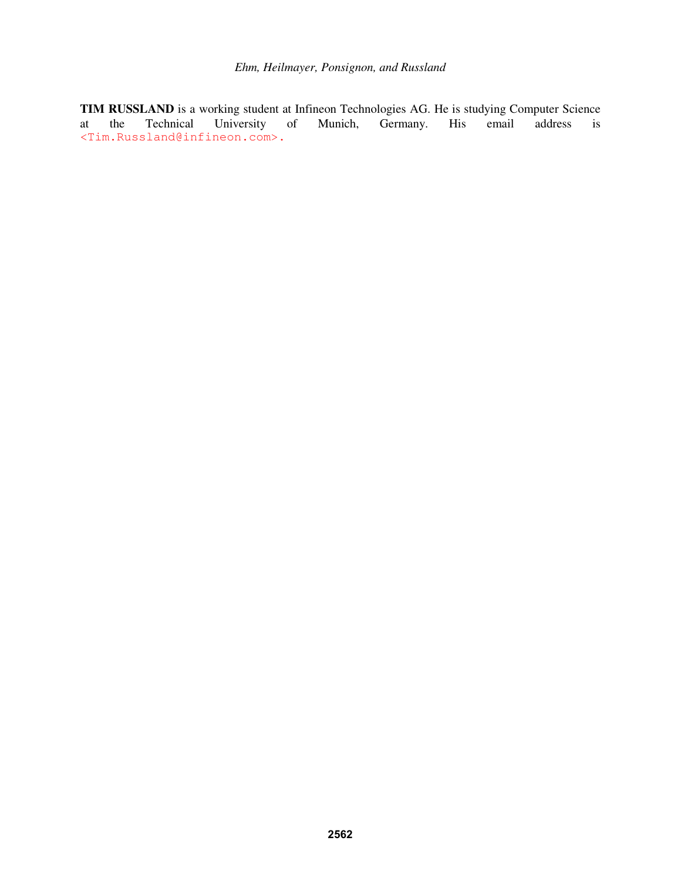**TIM RUSSLAND** is a working student at Infineon Technologies AG. He is studying Computer Science at the Technical University of Munich, Germany. His email address is <Tim.Russland@infineon.com>.